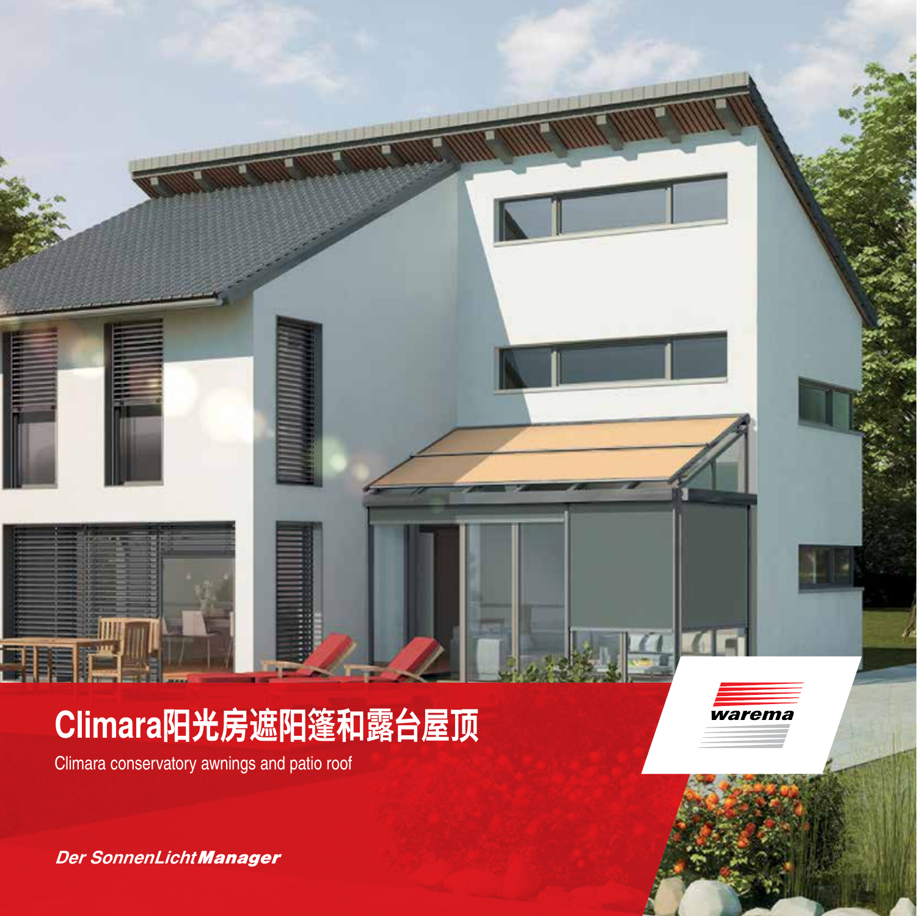# Climara阳光房遮阳篷和露台屋顶

Climara conservatory awnings and patio roof

*Der SonnenLicht**Manager***

warema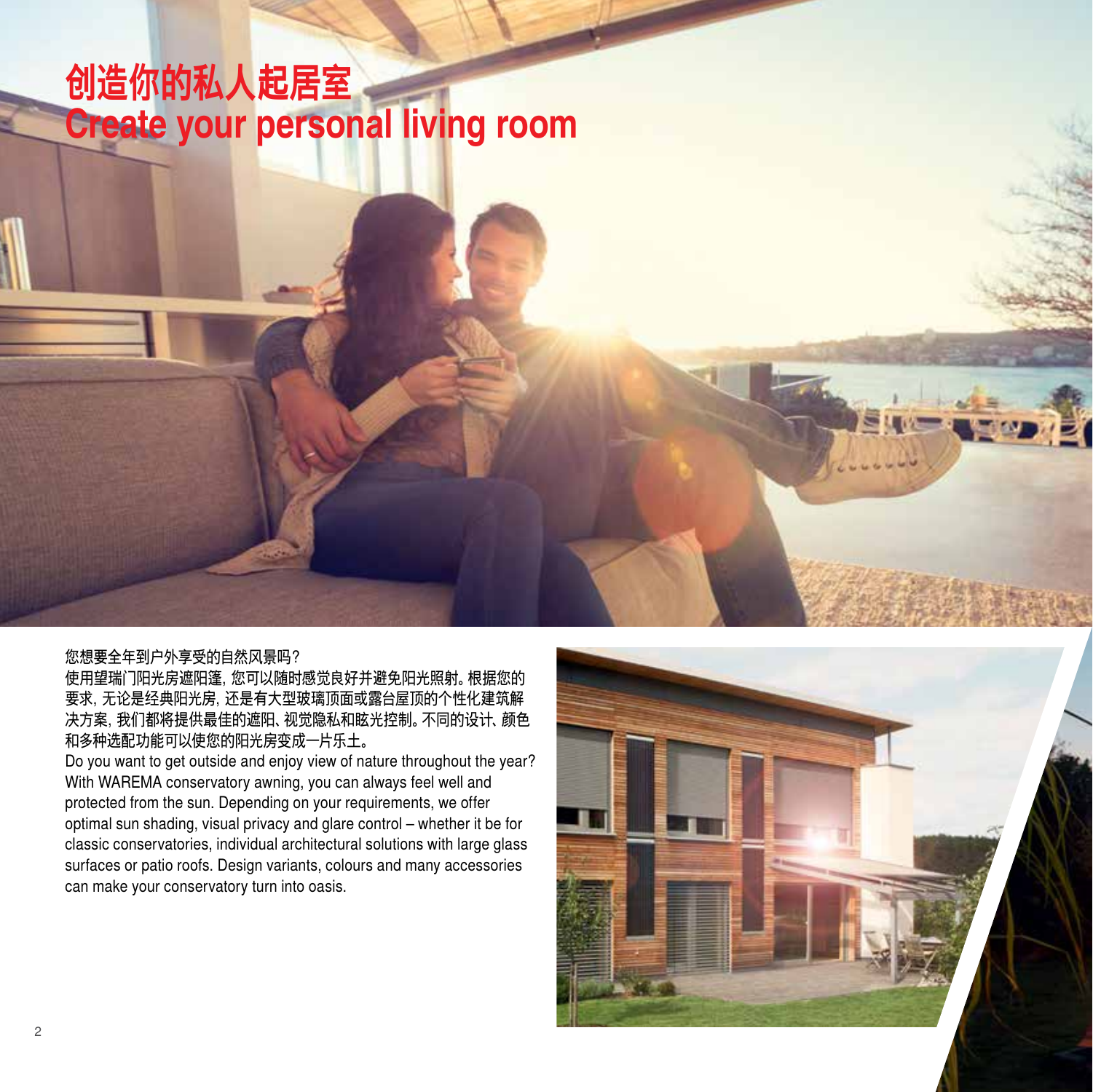# 创造你的私人起居室
# Create your personal living room

您想要全年到户外享受的自然风景吗？
使用望瑞门阳光房遮阳篷，您可以随时感觉良好并避免阳光照射。根据您的要求，无论是经典阳光房，还是有大型玻璃顶面或露台屋顶的个性化建筑解决方案，我们都将提供最佳的遮阳、视觉隐私和眩光控制。不同的设计、颜色和多种选配功能可以使您的阳光房变成一片乐土。

Do you want to get outside and enjoy view of nature throughout the year? With WAREMA conservatory awning, you can always feel well and protected from the sun. Depending on your requirements, we offer optimal sun shading, visual privacy and glare control – whether it be for classic conservatories, individual architectural solutions with large glass surfaces or patio roofs. Design variants, colours and many accessories can make your conservatory turn into oasis.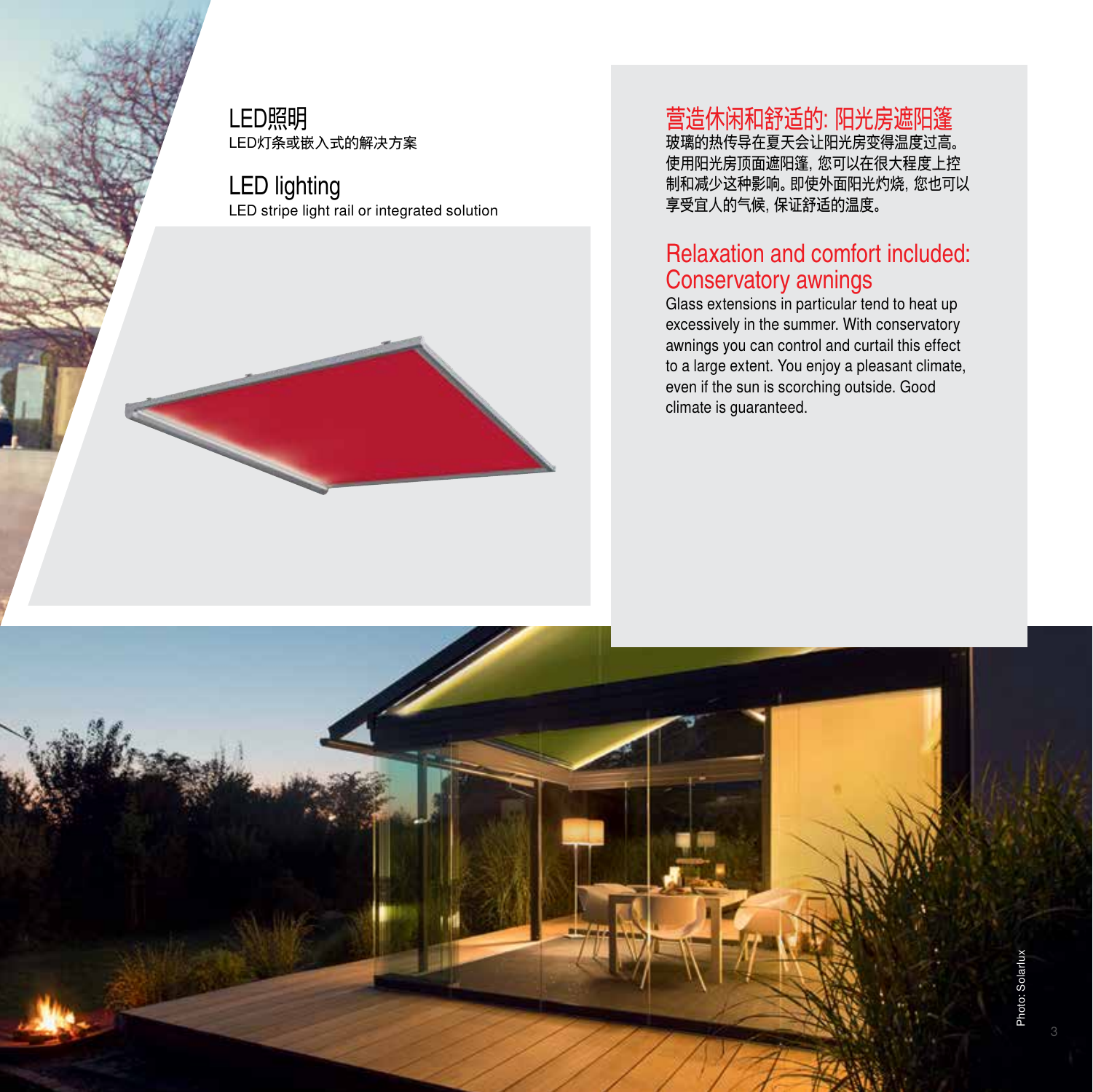## LED照明

LED灯条或嵌入式的解决方案

## LED lighting

LED stripe light rail or integrated solution

## 营造休闲和舒适的: 阳光房遮阳篷

玻璃的热传导在夏天会让阳光房变得温度过高。使用阳光房顶面遮阳篷, 您可以在很大程度上控制和减少这种影响。即使外面阳光灼烧, 您也可以享受宜人的气候, 保证舒适的温度。

## Relaxation and comfort included: Conservatory awnings

Glass extensions in particular tend to heat up excessively in the summer. With conservatory awnings you can control and curtail this effect to a large extent. You enjoy a pleasant climate, even if the sun is scorching outside. Good climate is guaranteed.

Photo: Solarlux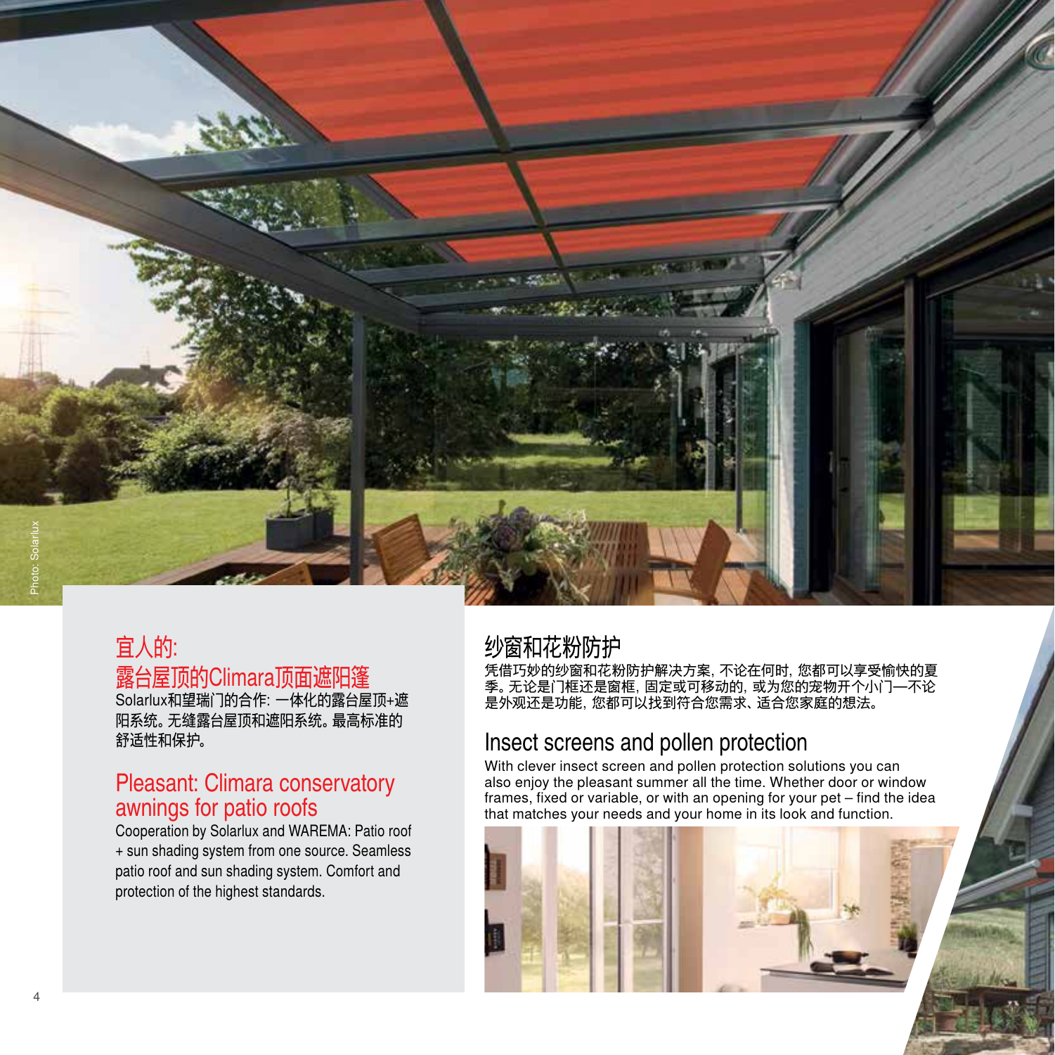## 宜人的:
## 露台屋顶的Climara顶面遮阳篷

Solarlux和望瑞门的合作: 一体化的露台屋顶+遮阳系统。无缝露台屋顶和遮阳系统。最高标准的舒适性和保护。

## Pleasant: Climara conservatory awnings for patio roofs

Cooperation by Solarlux and WAREMA: Patio roof + sun shading system from one source. Seamless patio roof and sun shading system. Comfort and protection of the highest standards.

## 纱窗和花粉防护

凭借巧妙的纱窗和花粉防护解决方案, 不论在何时, 您都可以享受愉快的夏季。无论是门框还是窗框, 固定或可移动的, 或为您的宠物开个小门—不论是外观还是功能, 您都可以找到符合您需求、适合您家庭的想法。

## Insect screens and pollen protection

With clever insect screen and pollen protection solutions you can also enjoy the pleasant summer all the time. Whether door or window frames, fixed or variable, or with an opening for your pet – find the idea that matches your needs and your home in its look and function.

Photo: Solarlux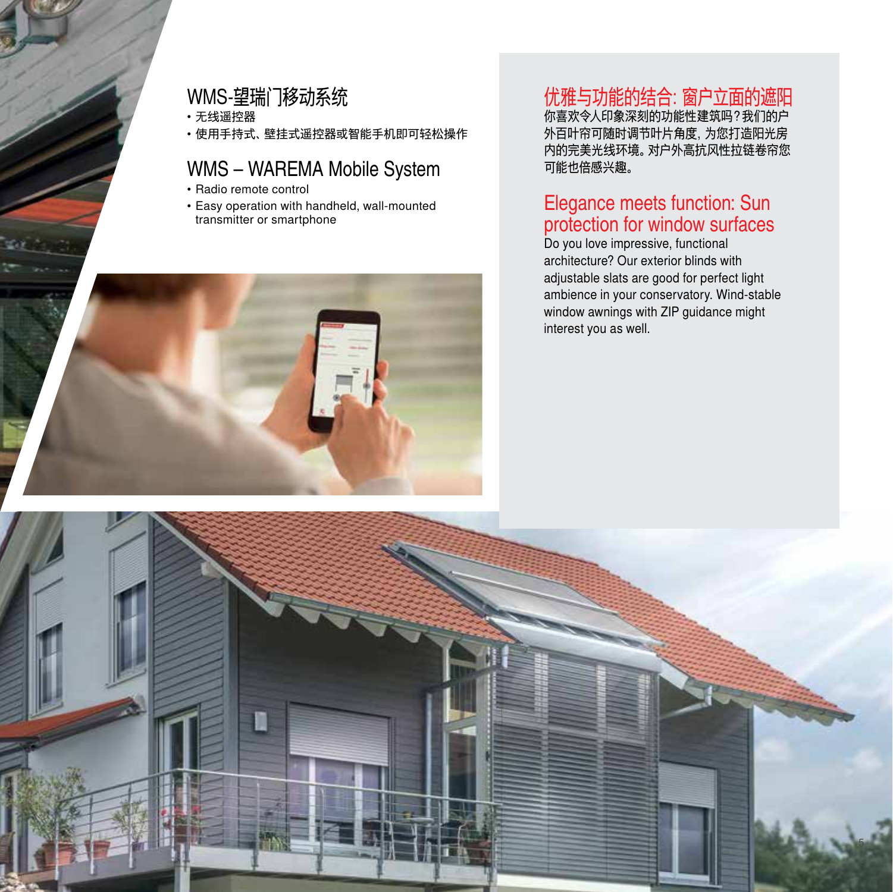## WMS-望瑞门移动系统

- 无线遥控器
- 使用手持式、壁挂式遥控器或智能手机即可轻松操作

## WMS – WAREMA Mobile System

- Radio remote control
- Easy operation with handheld, wall-mounted transmitter or smartphone

## 优雅与功能的结合: 窗户立面的遮阳

你喜欢令人印象深刻的功能性建筑吗?我们的户外百叶帘可随时调节叶片角度, 为您打造阳光房内的完美光线环境。对户外高抗风性拉链卷帘您可能也倍感兴趣。

## Elegance meets function: Sun protection for window surfaces

Do you love impressive, functional architecture? Our exterior blinds with adjustable slats are good for perfect light ambience in your conservatory. Wind-stable window awnings with ZIP guidance might interest you as well.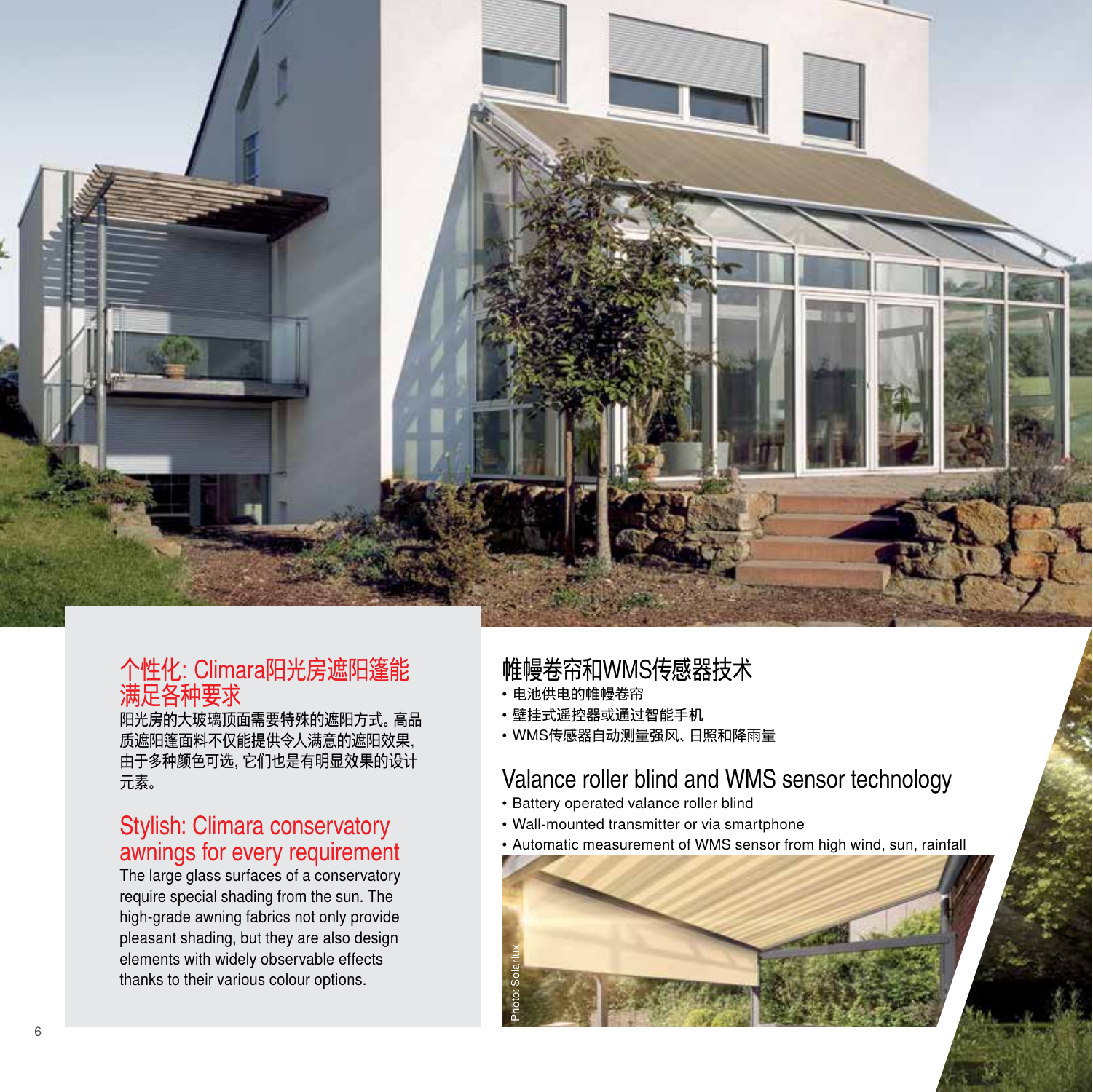## 个性化: Climara阳光房遮阳篷能满足各种要求

阳光房的大玻璃顶面需要特殊的遮阳方式。高品质遮阳篷面料不仅能提供令人满意的遮阳效果，由于多种颜色可选，它们也是有明显效果的设计元素。

## Stylish: Climara conservatory awnings for every requirement

The large glass surfaces of a conservatory require special shading from the sun. The high-grade awning fabrics not only provide pleasant shading, but they are also design elements with widely observable effects thanks to their various colour options.

## 帷幔卷帘和WMS传感器技术

- 电池供电的帷幔卷帘
- 壁挂式遥控器或通过智能手机
- WMS传感器自动测量强风、日照和降雨量

## Valance roller blind and WMS sensor technology

- Battery operated valance roller blind
- Wall-mounted transmitter or via smartphone
- Automatic measurement of WMS sensor from high wind, sun, rainfall

Photo: Solarlux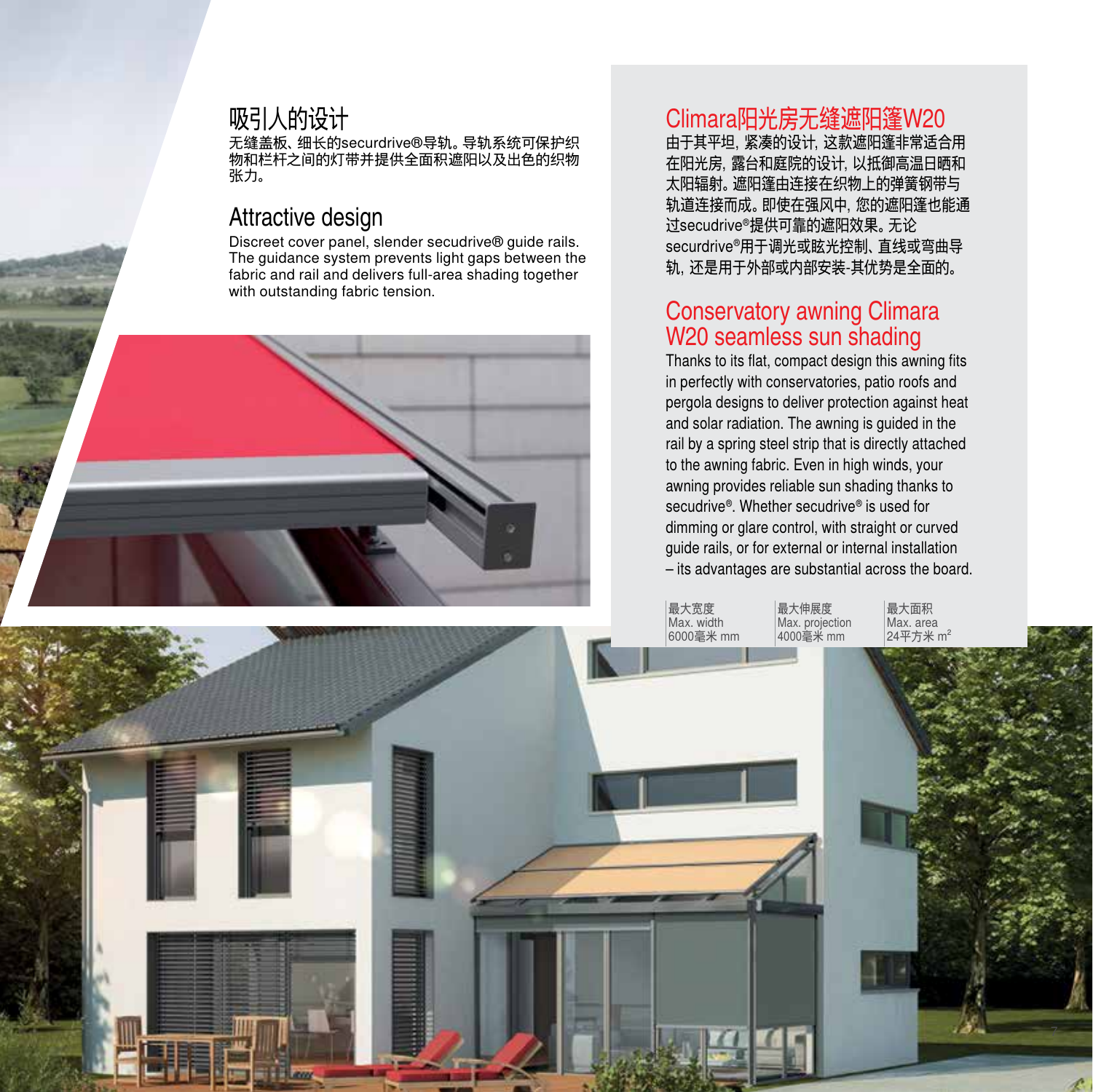## 吸引人的设计

无缝盖板、细长的securdrive®导轨。导轨系统可保护织物和栏杆之间的灯带并提供全面积遮阳以及出色的织物张力。

## Attractive design

Discreet cover panel, slender secudrive® guide rails. The guidance system prevents light gaps between the fabric and rail and delivers full-area shading together with outstanding fabric tension.

## Climara阳光房无缝遮阳篷W20

由于其平坦，紧凑的设计，这款遮阳篷非常适合用在阳光房，露台和庭院的设计，以抵御高温日晒和太阳辐射。遮阳篷由连接在织物上的弹簧钢带与轨道连接而成。即使在强风中，您的遮阳篷也能通过secudrive®提供可靠的遮阳效果。无论secudrive®用于调光或眩光控制、直线或弯曲导轨，还是用于外部或内部安装-其优势是全面的。

## Conservatory awning Climara W20 seamless sun shading

Thanks to its flat, compact design this awning fits in perfectly with conservatories, patio roofs and pergola designs to deliver protection against heat and solar radiation. The awning is guided in the rail by a spring steel strip that is directly attached to the awning fabric. Even in high winds, your awning provides reliable sun shading thanks to secudrive®. Whether secudrive® is used for dimming or glare control, with straight or curved guide rails, or for external or internal installation – its advantages are substantial across the board.

| 最大宽度 Max. width | 最大伸展度 Max. projection | 最大面积 Max. area |
|---|---|---|
| 6000毫米 mm | 4000毫米 mm | 24平方米 $m^2$ |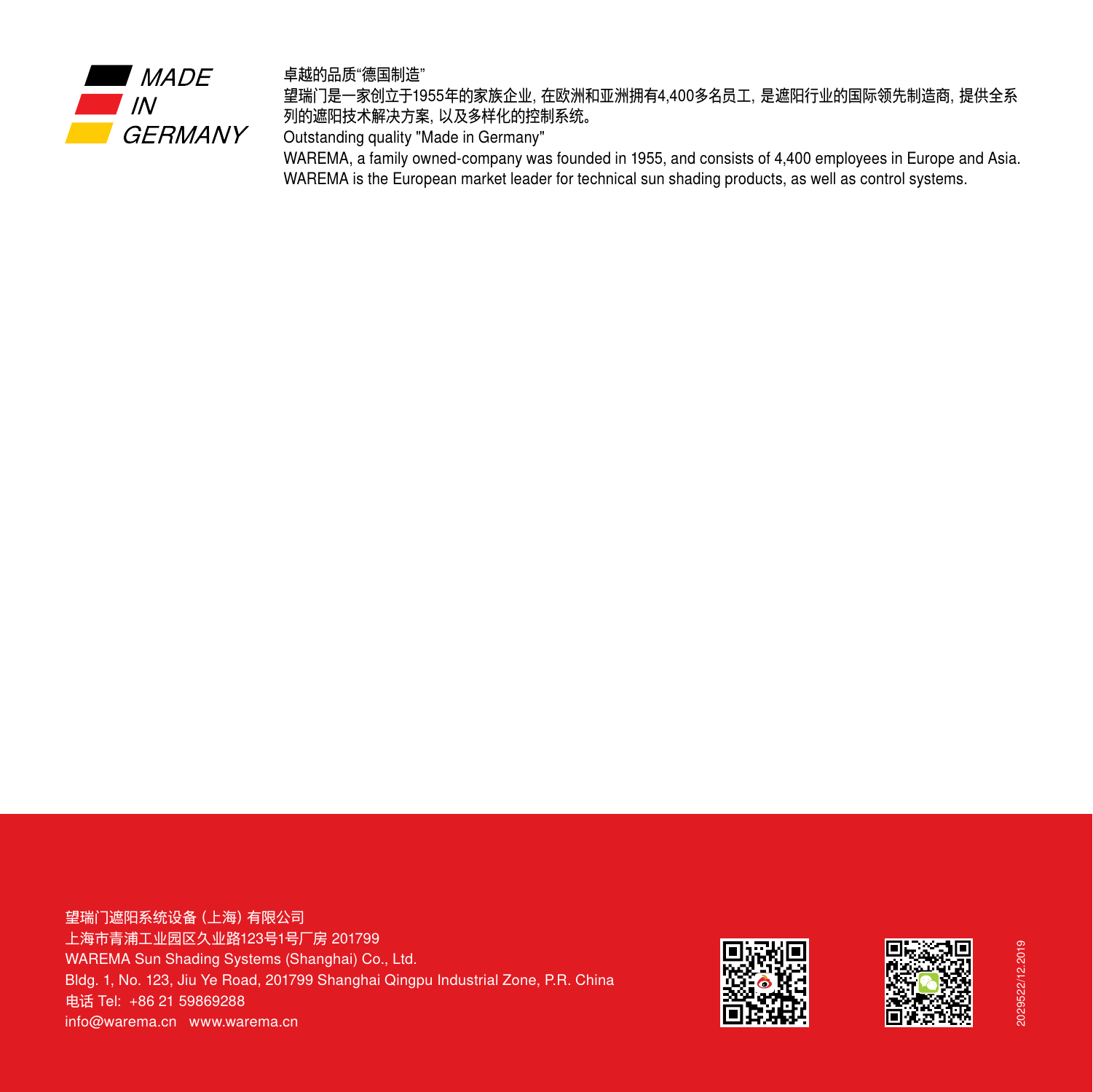MADE
IN
GERMANY

卓越的品质“德国制造”

望瑞门是一家创立于1955年的家族企业, 在欧洲和亚洲拥有4,400多名员工, 是遮阳行业的国际领先制造商, 提供全系列的遮阳技术解决方案, 以及多样化的控制系统。

Outstanding quality "Made in Germany"

WAREMA, a family owned-company was founded in 1955, and consists of 4,400 employees in Europe and Asia. WAREMA is the European market leader for technical sun shading products, as well as control systems.

望瑞门遮阳系统设备 (上海) 有限公司
上海市青浦工业园区久业路123号1号厂房 201799
WAREMA Sun Shading Systems (Shanghai) Co., Ltd.
Bldg. 1, No. 123, Jiu Ye Road, 201799 Shanghai Qingpu Industrial Zone, P.R. China
电话 Tel: +86 21 59869288
info@warema.cn www.warema.cn

2029522/12.2019